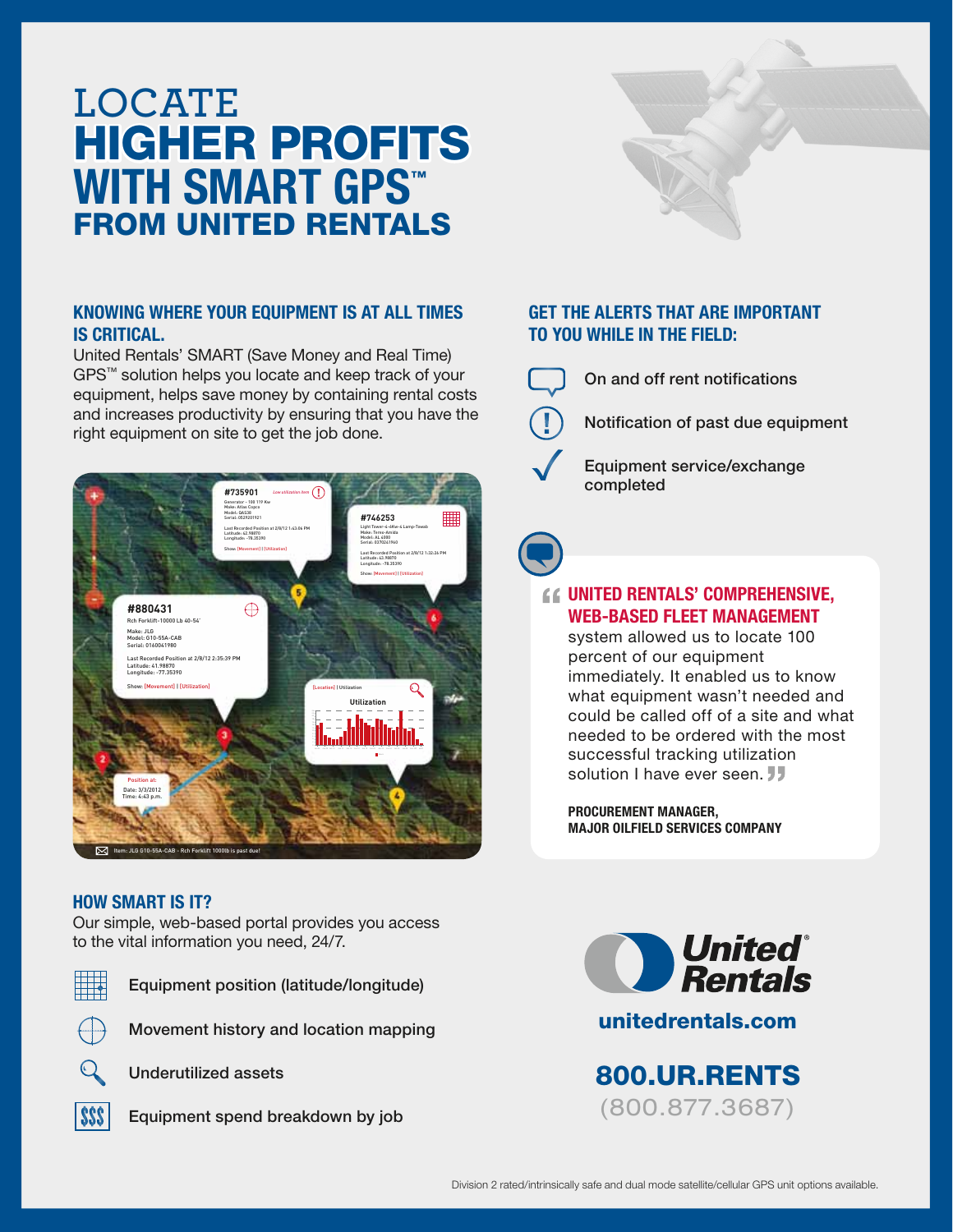# LOCATE HIGHER PROFITS WITH SMART GPS™ FROM UNITED RENTALS

## KNOWING WHERE YOUR EQUIPMENT IS AT ALL TIMES IS CRITICAL.

United Rentals' SMART (Save Money and Real Time) GPS™ solution helps you locate and keep track of your equipment, helps save money by containing rental costs and increases productivity by ensuring that you have the right equipment on site to get the job done.

## HOW SMART IS IT?

Our simple, web-based portal provides you access to the vital information you need, 24/7.

- Equipment position (latitude/longitude)
- Movement history and location mapping
- Underutilized assets
- Equipment spend breakdown by job

## GET THE ALERTS THAT ARE IMPORTANT TO YOU WHILE IN THE FIELD:

- On and off rent notifications
- Notification of past due equipment
- Equipment service/exchange completed

> "**UNITED RENTALS' COMPREHENSIVE, WEB-BASED FLEET MANAGEMENT** system allowed us to locate 100 percent of our equipment immediately. It enabled us to know what equipment wasn't needed and could be called off of a site and what needed to be ordered with the most successful tracking utilization solution I have ever seen."
>
> **PROCUREMENT MANAGER, MAJOR OILFIELD SERVICES COMPANY**

**United Rentals®**

unitedrentals.com

**800.UR.RENTS**
(800.877.3687)

Division 2 rated/intrinsically safe and dual mode satellite/cellular GPS unit options available.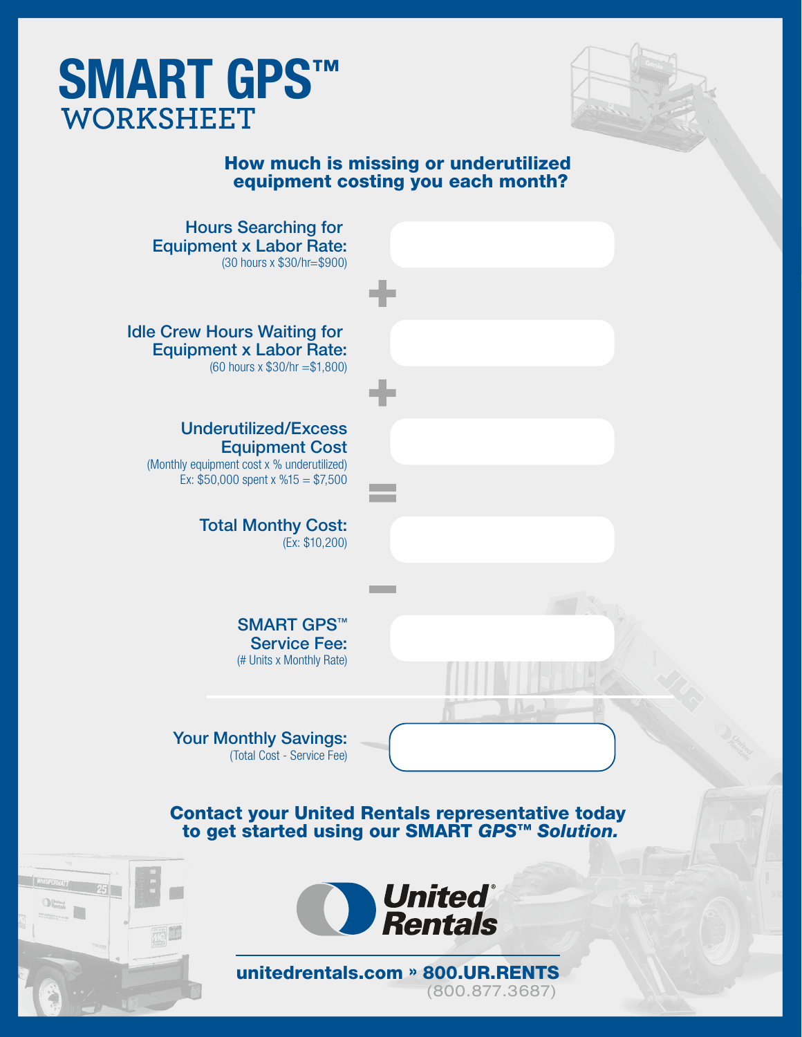# SMART GPS™

## WORKSHEET

**How much is missing or underutilized equipment costing you each month?**

**Hours Searching for Equipment x Labor Rate:**
(30 hours x $30/hr=$900)

+

**Idle Crew Hours Waiting for Equipment x Labor Rate:**
(60 hours x $30/hr =$1,800)

+

**Underutilized/Excess Equipment Cost**
(Monthly equipment cost x % underutilized)
Ex: $50,000 spent x %15 = $7,500

=

**Total Monthy Cost:**
(Ex: $10,200)

−

**SMART GPS™ Service Fee:**
(# Units x Monthly Rate)

**Your Monthly Savings:**
(Total Cost - Service Fee)

**Contact your United Rentals representative today to get started using our SMART *GPS™ Solution.***

**United Rentals**

**unitedrentals.com » 800.UR.RENTS**
(800.877.3687)